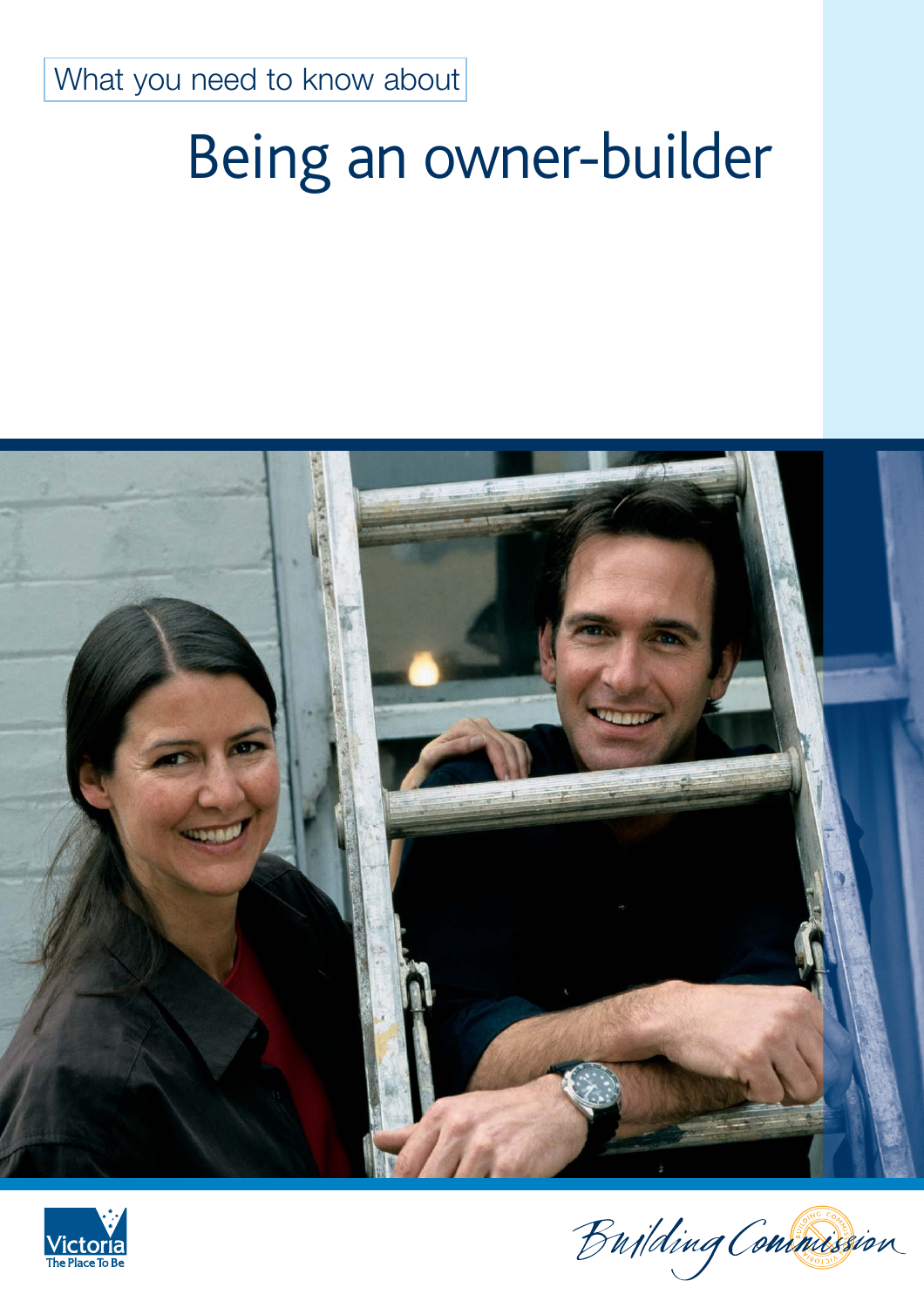What you need to know about

# Being an owner-builder

Victoria
The Place To Be

Building Commission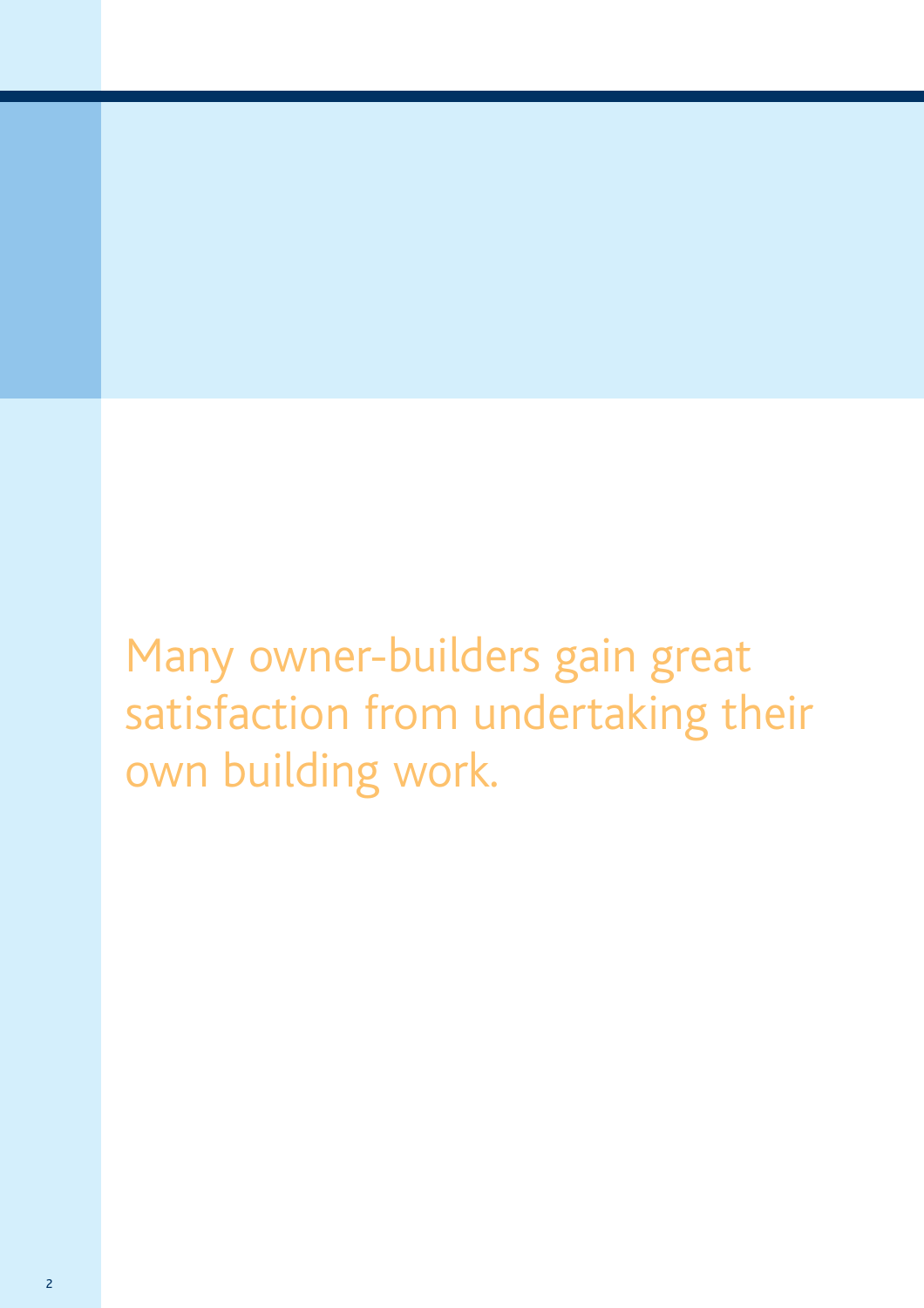Many owner-builders gain great satisfaction from undertaking their own building work.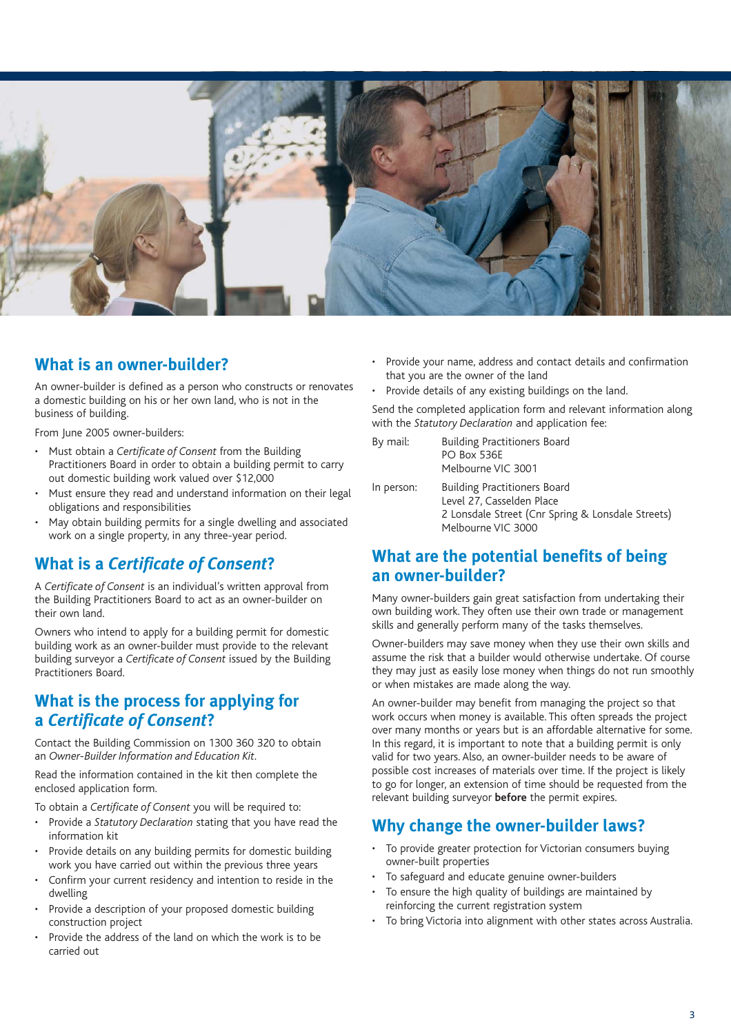## What is an owner-builder?

An owner-builder is defined as a person who constructs or renovates a domestic building on his or her own land, who is not in the business of building.

From June 2005 owner-builders:

- Must obtain a *Certificate of Consent* from the Building Practitioners Board in order to obtain a building permit to carry out domestic building work valued over $12,000
- Must ensure they read and understand information on their legal obligations and responsibilities
- May obtain building permits for a single dwelling and associated work on a single property, in any three-year period.

## What is a *Certificate of Consent*?

A *Certificate of Consent* is an individual's written approval from the Building Practitioners Board to act as an owner-builder on their own land.

Owners who intend to apply for a building permit for domestic building work as an owner-builder must provide to the relevant building surveyor a *Certificate of Consent* issued by the Building Practitioners Board.

## What is the process for applying for a *Certificate of Consent*?

Contact the Building Commission on 1300 360 320 to obtain an *Owner-Builder Information and Education Kit*.

Read the information contained in the kit then complete the enclosed application form.

To obtain a *Certificate of Consent* you will be required to:

- Provide a *Statutory Declaration* stating that you have read the information kit
- Provide details on any building permits for domestic building work you have carried out within the previous three years
- Confirm your current residency and intention to reside in the dwelling
- Provide a description of your proposed domestic building construction project
- Provide the address of the land on which the work is to be carried out
- Provide your name, address and contact details and confirmation that you are the owner of the land
- Provide details of any existing buildings on the land.

Send the completed application form and relevant information along with the *Statutory Declaration* and application fee:

By mail: Building Practitioners Board
PO Box 536E
Melbourne VIC 3001

In person: Building Practitioners Board
Level 27, Casselden Place
2 Lonsdale Street (Cnr Spring & Lonsdale Streets)
Melbourne VIC 3000

## What are the potential benefits of being an owner-builder?

Many owner-builders gain great satisfaction from undertaking their own building work. They often use their own trade or management skills and generally perform many of the tasks themselves.

Owner-builders may save money when they use their own skills and assume the risk that a builder would otherwise undertake. Of course they may just as easily lose money when things do not run smoothly or when mistakes are made along the way.

An owner-builder may benefit from managing the project so that work occurs when money is available. This often spreads the project over many months or years but is an affordable alternative for some. In this regard, it is important to note that a building permit is only valid for two years. Also, an owner-builder needs to be aware of possible cost increases of materials over time. If the project is likely to go for longer, an extension of time should be requested from the relevant building surveyor **before** the permit expires.

## Why change the owner-builder laws?

- To provide greater protection for Victorian consumers buying owner-built properties
- To safeguard and educate genuine owner-builders
- To ensure the high quality of buildings are maintained by reinforcing the current registration system
- To bring Victoria into alignment with other states across Australia.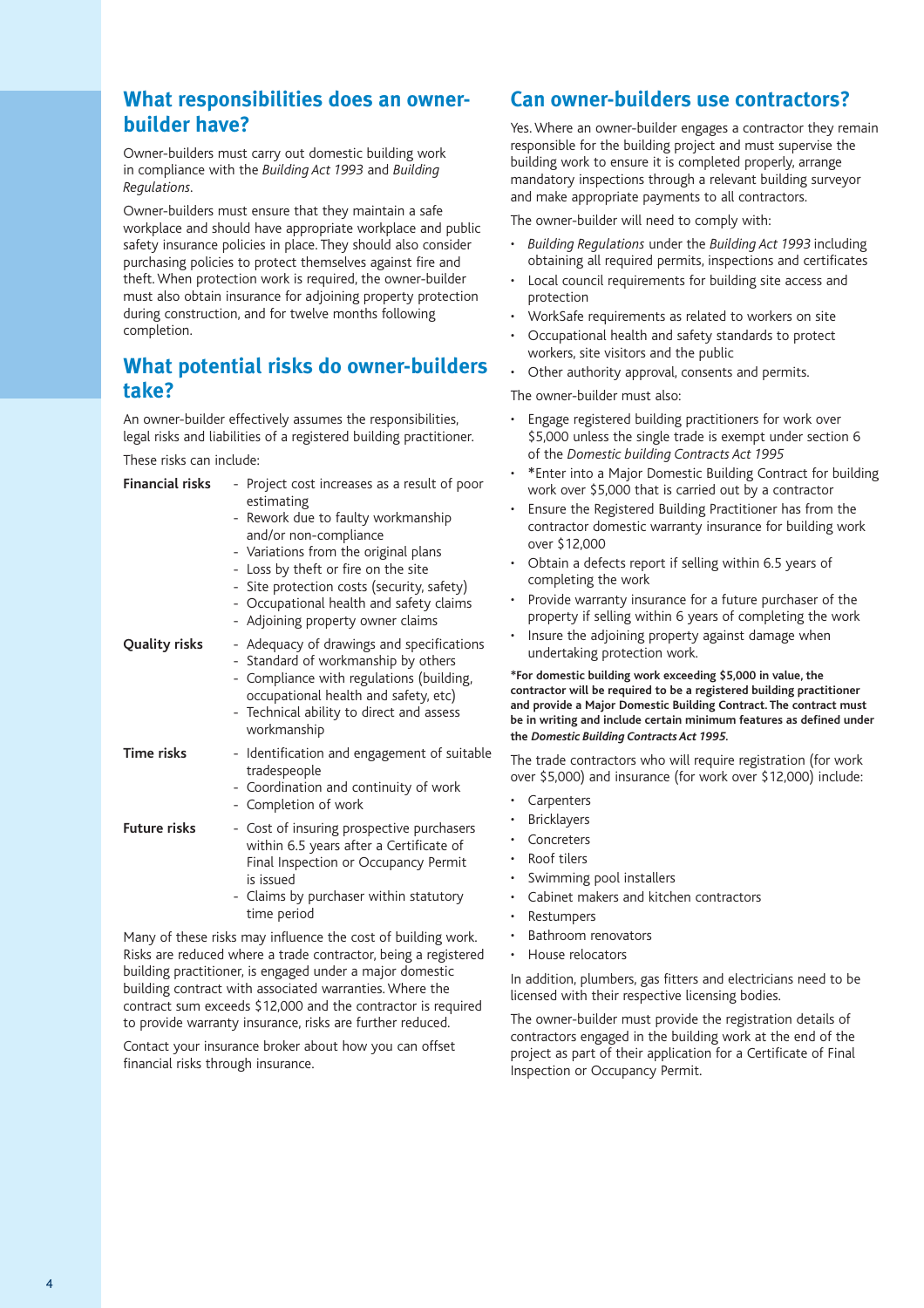## What responsibilities does an owner-builder have?

Owner-builders must carry out domestic building work in compliance with the *Building Act 1993* and *Building Regulations*.

Owner-builders must ensure that they maintain a safe workplace and should have appropriate workplace and public safety insurance policies in place. They should also consider purchasing policies to protect themselves against fire and theft. When protection work is required, the owner-builder must also obtain insurance for adjoining property protection during construction, and for twelve months following completion.

## What potential risks do owner-builders take?

An owner-builder effectively assumes the responsibilities, legal risks and liabilities of a registered building practitioner.

These risks can include:

| | |
|---|---|
| **Financial risks** | - Project cost increases as a result of poor estimating<br>- Rework due to faulty workmanship and/or non-compliance<br>- Variations from the original plans<br>- Loss by theft or fire on the site<br>- Site protection costs (security, safety)<br>- Occupational health and safety claims<br>- Adjoining property owner claims |
| **Quality risks** | - Adequacy of drawings and specifications<br>- Standard of workmanship by others<br>- Compliance with regulations (building, occupational health and safety, etc)<br>- Technical ability to direct and assess workmanship |
| **Time risks** | - Identification and engagement of suitable tradespeople<br>- Coordination and continuity of work<br>- Completion of work |
| **Future risks** | - Cost of insuring prospective purchasers within 6.5 years after a Certificate of Final Inspection or Occupancy Permit is issued<br>- Claims by purchaser within statutory time period |

Many of these risks may influence the cost of building work. Risks are reduced where a trade contractor, being a registered building practitioner, is engaged under a major domestic building contract with associated warranties. Where the contract sum exceeds $12,000 and the contractor is required to provide warranty insurance, risks are further reduced.

Contact your insurance broker about how you can offset financial risks through insurance.

## Can owner-builders use contractors?

Yes. Where an owner-builder engages a contractor they remain responsible for the building project and must supervise the building work to ensure it is completed properly, arrange mandatory inspections through a relevant building surveyor and make appropriate payments to all contractors.

The owner-builder will need to comply with:

- *Building Regulations* under the *Building Act 1993* including obtaining all required permits, inspections and certificates
- Local council requirements for building site access and protection
- WorkSafe requirements as related to workers on site
- Occupational health and safety standards to protect workers, site visitors and the public
- Other authority approval, consents and permits.

The owner-builder must also:

- Engage registered building practitioners for work over $5,000 unless the single trade is exempt under section 6 of the *Domestic building Contracts Act 1995*
- *Enter into a Major Domestic Building Contract for building work over $5,000 that is carried out by a contractor
- Ensure the Registered Building Practitioner has from the contractor domestic warranty insurance for building work over $12,000
- Obtain a defects report if selling within 6.5 years of completing the work
- Provide warranty insurance for a future purchaser of the property if selling within 6 years of completing the work
- Insure the adjoining property against damage when undertaking protection work.

**\*For domestic building work exceeding $5,000 in value, the contractor will be required to be a registered building practitioner and provide a Major Domestic Building Contract. The contract must be in writing and include certain minimum features as defined under the *Domestic Building Contracts Act 1995*.**

The trade contractors who will require registration (for work over $5,000) and insurance (for work over $12,000) include:

- Carpenters
- Bricklayers
- Concreters
- Roof tilers
- Swimming pool installers
- Cabinet makers and kitchen contractors
- Restumpers
- Bathroom renovators
- House relocators

In addition, plumbers, gas fitters and electricians need to be licensed with their respective licensing bodies.

The owner-builder must provide the registration details of contractors engaged in the building work at the end of the project as part of their application for a Certificate of Final Inspection or Occupancy Permit.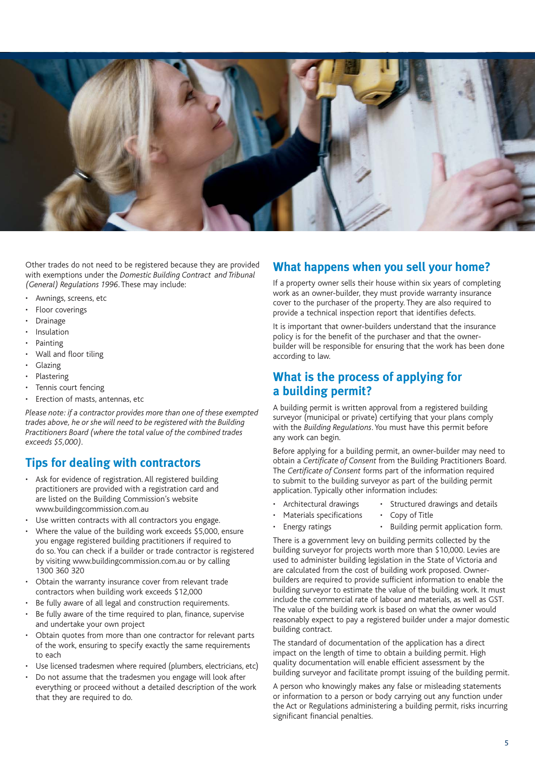Other trades do not need to be registered because they are provided with exemptions under the *Domestic Building Contract and Tribunal (General) Regulations 1996*. These may include:

- Awnings, screens, etc
- Floor coverings
- Drainage
- Insulation
- Painting
- Wall and floor tiling
- Glazing
- Plastering
- Tennis court fencing
- Erection of masts, antennas, etc

*Please note: if a contractor provides more than one of these exempted trades above, he or she will need to be registered with the Building Practitioners Board (where the total value of the combined trades exceeds $5,000).*

## Tips for dealing with contractors

- Ask for evidence of registration. All registered building practitioners are provided with a registration card and are listed on the Building Commission's website www.buildingcommission.com.au
- Use written contracts with all contractors you engage.
- Where the value of the building work exceeds $5,000, ensure you engage registered building practitioners if required to do so. You can check if a builder or trade contractor is registered by visiting www.buildingcommission.com.au or by calling 1300 360 320
- Obtain the warranty insurance cover from relevant trade contractors when building work exceeds $12,000
- Be fully aware of all legal and construction requirements.
- Be fully aware of the time required to plan, finance, supervise and undertake your own project
- Obtain quotes from more than one contractor for relevant parts of the work, ensuring to specify exactly the same requirements to each
- Use licensed tradesmen where required (plumbers, electricians, etc)
- Do not assume that the tradesmen you engage will look after everything or proceed without a detailed description of the work that they are required to do.

## What happens when you sell your home?

If a property owner sells their house within six years of completing work as an owner-builder, they must provide warranty insurance cover to the purchaser of the property. They are also required to provide a technical inspection report that identifies defects.

It is important that owner-builders understand that the insurance policy is for the benefit of the purchaser and that the owner-builder will be responsible for ensuring that the work has been done according to law.

## What is the process of applying for a building permit?

A building permit is written approval from a registered building surveyor (municipal or private) certifying that your plans comply with the *Building Regulations*. You must have this permit before any work can begin.

Before applying for a building permit, an owner-builder may need to obtain a *Certificate of Consent* from the Building Practitioners Board. The *Certificate of Consent* forms part of the information required to submit to the building surveyor as part of the building permit application. Typically other information includes:

- Architectural drawings
- Materials specifications
- Energy ratings
- Structured drawings and details
- Copy of Title
- Building permit application form.

There is a government levy on building permits collected by the building surveyor for projects worth more than $10,000. Levies are used to administer building legislation in the State of Victoria and are calculated from the cost of building work proposed. Owner-builders are required to provide sufficient information to enable the building surveyor to estimate the value of the building work. It must include the commercial rate of labour and materials, as well as GST. The value of the building work is based on what the owner would reasonably expect to pay a registered builder under a major domestic building contract.

The standard of documentation of the application has a direct impact on the length of time to obtain a building permit. High quality documentation will enable efficient assessment by the building surveyor and facilitate prompt issuing of the building permit.

A person who knowingly makes any false or misleading statements or information to a person or body carrying out any function under the Act or Regulations administering a building permit, risks incurring significant financial penalties.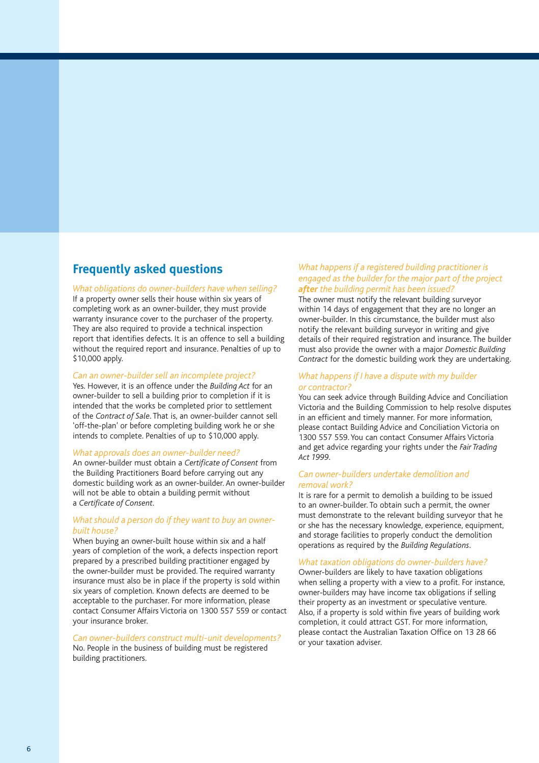## Frequently asked questions

### *What obligations do owner-builders have when selling?*

If a property owner sells their house within six years of completing work as an owner-builder, they must provide warranty insurance cover to the purchaser of the property. They are also required to provide a technical inspection report that identifies defects. It is an offence to sell a building without the required report and insurance. Penalties of up to $10,000 apply.

### *Can an owner-builder sell an incomplete project?*

Yes. However, it is an offence under the *Building Act* for an owner-builder to sell a building prior to completion if it is intended that the works be completed prior to settlement of the *Contract of Sale*. That is, an owner-builder cannot sell 'off-the-plan' or before completing building work he or she intends to complete. Penalties of up to $10,000 apply.

### *What approvals does an owner-builder need?*

An owner-builder must obtain a *Certificate of Consent* from the Building Practitioners Board before carrying out any domestic building work as an owner-builder. An owner-builder will not be able to obtain a building permit without a *Certificate of Consent*.

### *What should a person do if they want to buy an owner-built house?*

When buying an owner-built house within six and a half years of completion of the work, a defects inspection report prepared by a prescribed building practitioner engaged by the owner-builder must be provided. The required warranty insurance must also be in place if the property is sold within six years of completion. Known defects are deemed to be acceptable to the purchaser. For more information, please contact Consumer Affairs Victoria on 1300 557 559 or contact your insurance broker.

### *Can owner-builders construct multi-unit developments?*

No. People in the business of building must be registered building practitioners.

### *What happens if a registered building practitioner is engaged as the builder for the major part of the project **after** the building permit has been issued?*

The owner must notify the relevant building surveyor within 14 days of engagement that they are no longer an owner-builder. In this circumstance, the builder must also notify the relevant building surveyor in writing and give details of their required registration and insurance. The builder must also provide the owner with a major *Domestic Building Contract* for the domestic building work they are undertaking.

### *What happens if I have a dispute with my builder or contractor?*

You can seek advice through Building Advice and Conciliation Victoria and the Building Commission to help resolve disputes in an efficient and timely manner. For more information, please contact Building Advice and Conciliation Victoria on 1300 557 559. You can contact Consumer Affairs Victoria and get advice regarding your rights under the *Fair Trading Act 1999*.

### *Can owner-builders undertake demolition and removal work?*

It is rare for a permit to demolish a building to be issued to an owner-builder. To obtain such a permit, the owner must demonstrate to the relevant building surveyor that he or she has the necessary knowledge, experience, equipment, and storage facilities to properly conduct the demolition operations as required by the *Building Regulations*.

### *What taxation obligations do owner-builders have?*

Owner-builders are likely to have taxation obligations when selling a property with a view to a profit. For instance, owner-builders may have income tax obligations if selling their property as an investment or speculative venture. Also, if a property is sold within five years of building work completion, it could attract GST. For more information, please contact the Australian Taxation Office on 13 28 66 or your taxation adviser.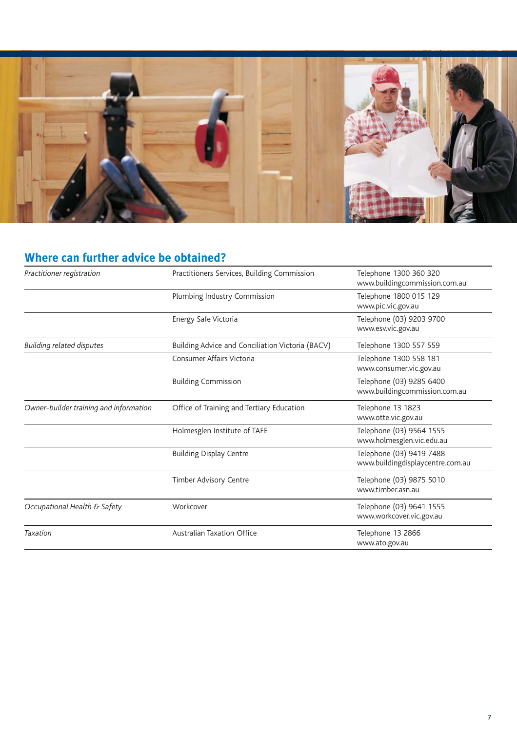## Where can further advice be obtained?

| | | |
|---|---|---|
| *Practitioner registration* | Practitioners Services, Building Commission | Telephone 1300 360 320<br>www.buildingcommission.com.au |
| | Plumbing Industry Commission | Telephone 1800 015 129<br>www.pic.vic.gov.au |
| | Energy Safe Victoria | Telephone (03) 9203 9700<br>www.esv.vic.gov.au |
| *Building related disputes* | Building Advice and Conciliation Victoria (BACV) | Telephone 1300 557 559 |
| | Consumer Affairs Victoria | Telephone 1300 558 181<br>www.consumer.vic.gov.au |
| | Building Commission | Telephone (03) 9285 6400<br>www.buildingcommission.com.au |
| *Owner-builder training and information* | Office of Training and Tertiary Education | Telephone 13 1823<br>www.otte.vic.gov.au |
| | Holmesglen Institute of TAFE | Telephone (03) 9564 1555<br>www.holmesglen.vic.edu.au |
| | Building Display Centre | Telephone (03) 9419 7488<br>www.buildingdisplaycentre.com.au |
| | Timber Advisory Centre | Telephone (03) 9875 5010<br>www.timber.asn.au |
| *Occupational Health & Safety* | Workcover | Telephone (03) 9641 1555<br>www.workcover.vic.gov.au |
| *Taxation* | Australian Taxation Office | Telephone 13 2866<br>www.ato.gov.au |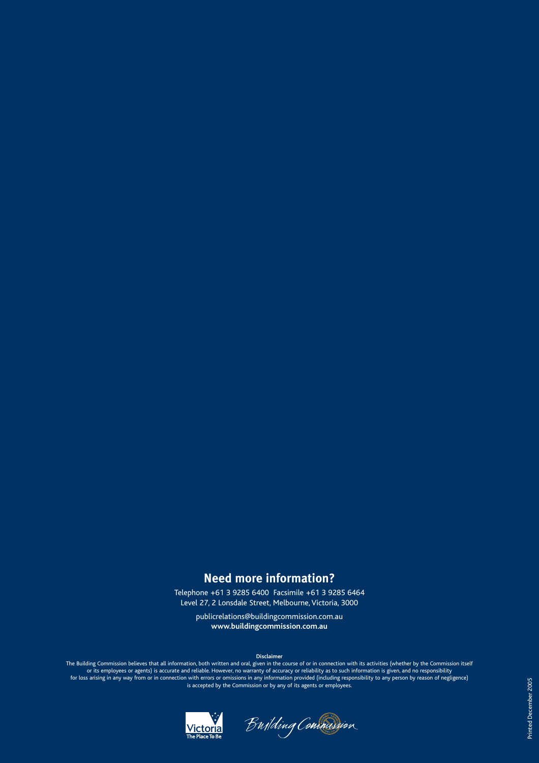## Need more information?

Telephone +61 3 9285 6400 Facsimile +61 3 9285 6464
Level 27, 2 Lonsdale Street, Melbourne, Victoria, 3000

publicrelations@buildingcommission.com.au
**www.buildingcommission.com.au**

**Disclaimer**

The Building Commission believes that all information, both written and oral, given in the course of or in connection with its activities (whether by the Commission itself or its employees or agents) is accurate and reliable. However, no warranty of accuracy or reliability as to such information is given, and no responsibility for loss arising in any way from or in connection with errors or omissions in any information provided (including responsibility to any person by reason of negligence) is accepted by the Commission or by any of its agents or employees.

Victoria The Place To Be

Building Commission

Printed December 2005